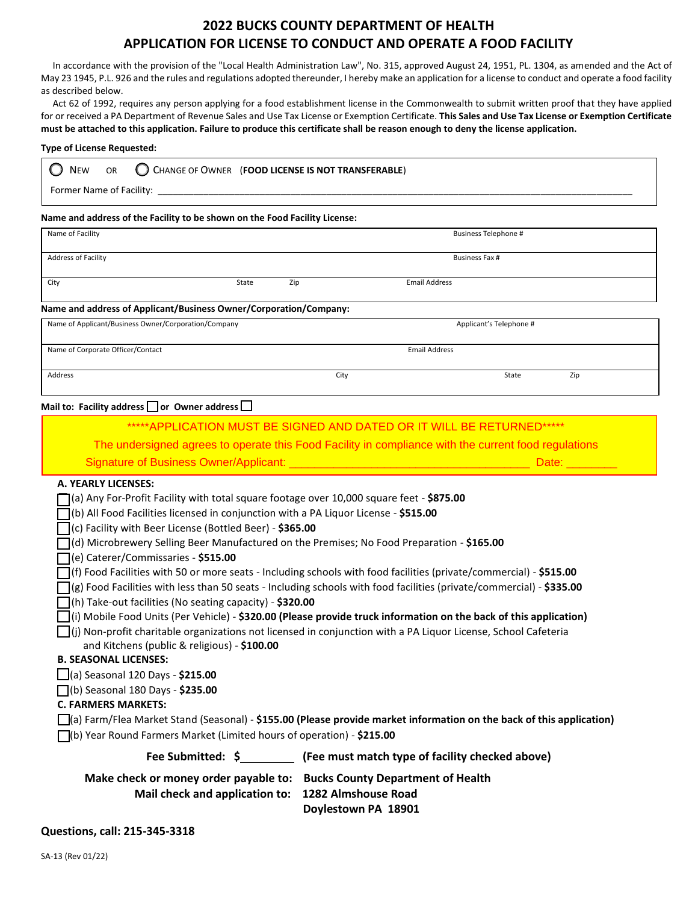# 2022 BUCKS COUNTY DEPARTMENT OF HEALTH
# APPLICATION FOR LICENSE TO CONDUCT AND OPERATE A FOOD FACILITY

In accordance with the provision of the "Local Health Administration Law", No. 315, approved August 24, 1951, PL. 1304, as amended and the Act of May 23 1945, P.L. 926 and the rules and regulations adopted thereunder, I hereby make an application for a license to conduct and operate a food facility as described below.

Act 62 of 1992, requires any person applying for a food establishment license in the Commonwealth to submit written proof that they have applied for or received a PA Department of Revenue Sales and Use Tax License or Exemption Certificate. **This Sales and Use Tax License or Exemption Certificate must be attached to this application. Failure to produce this certificate shall be reason enough to deny the license application.**

**Type of License Requested:**

◯ NEW OR ◯ CHANGE OF OWNER (**FOOD LICENSE IS NOT TRANSFERABLE**)

Former Name of Facility: ______________________________

**Name and address of the Facility to be shown on the Food Facility License:**

| Name of Facility | | | Business Telephone # |
|---|---|---|---|
| Address of Facility | | | Business Fax # |
| City | State | Zip | Email Address |

**Name and address of Applicant/Business Owner/Corporation/Company:**

| Name of Applicant/Business Owner/Corporation/Company | | Applicant's Telephone # | |
|---|---|---|---|
| Name of Corporate Officer/Contact | | Email Address | |
| Address | City | State | Zip |

**Mail to: Facility address** ☐ **or Owner address** ☐

\*\*\*\*\*APPLICATION MUST BE SIGNED AND DATED OR IT WILL BE RETURNED\*\*\*\*\*

The undersigned agrees to operate this Food Facility in compliance with the current food regulations

Signature of Business Owner/Applicant: ______________________________ Date: ________

**A. YEARLY LICENSES:**

- ☐ (a) Any For-Profit Facility with total square footage over 10,000 square feet - **$875.00**
- ☐ (b) All Food Facilities licensed in conjunction with a PA Liquor License - **$515.00**
- ☐ (c) Facility with Beer License (Bottled Beer) - **$365.00**
- ☐ (d) Microbrewery Selling Beer Manufactured on the Premises; No Food Preparation - **$165.00**
- ☐ (e) Caterer/Commissaries - **$515.00**
- ☐ (f) Food Facilities with 50 or more seats - Including schools with food facilities (private/commercial) - **$515.00**
- ☐ (g) Food Facilities with less than 50 seats - Including schools with food facilities (private/commercial) - **$335.00**
- ☐ (h) Take-out facilities (No seating capacity) - **$320.00**
- ☐ (i) Mobile Food Units (Per Vehicle) - **$320.00 (Please provide truck information on the back of this application)**
- ☐ (j) Non-profit charitable organizations not licensed in conjunction with a PA Liquor License, School Cafeteria and Kitchens (public & religious) - **$100.00**

**B. SEASONAL LICENSES:**

- ☐ (a) Seasonal 120 Days - **$215.00**
- ☐ (b) Seasonal 180 Days - **$235.00**

**C. FARMERS MARKETS:**

- ☐ (a) Farm/Flea Market Stand (Seasonal) - **$155.00 (Please provide market information on the back of this application)**
- ☐ (b) Year Round Farmers Market (Limited hours of operation) - **$215.00**

**Fee Submitted: $\_\_\_\_\_\_\_\_ (Fee must match type of facility checked above)**

**Make check or money order payable to: Bucks County Department of Health**

**Mail check and application to: 1282 Almshouse Road**
**Doylestown PA 18901**

**Questions, call: 215-345-3318**

SA-13 (Rev 01/22)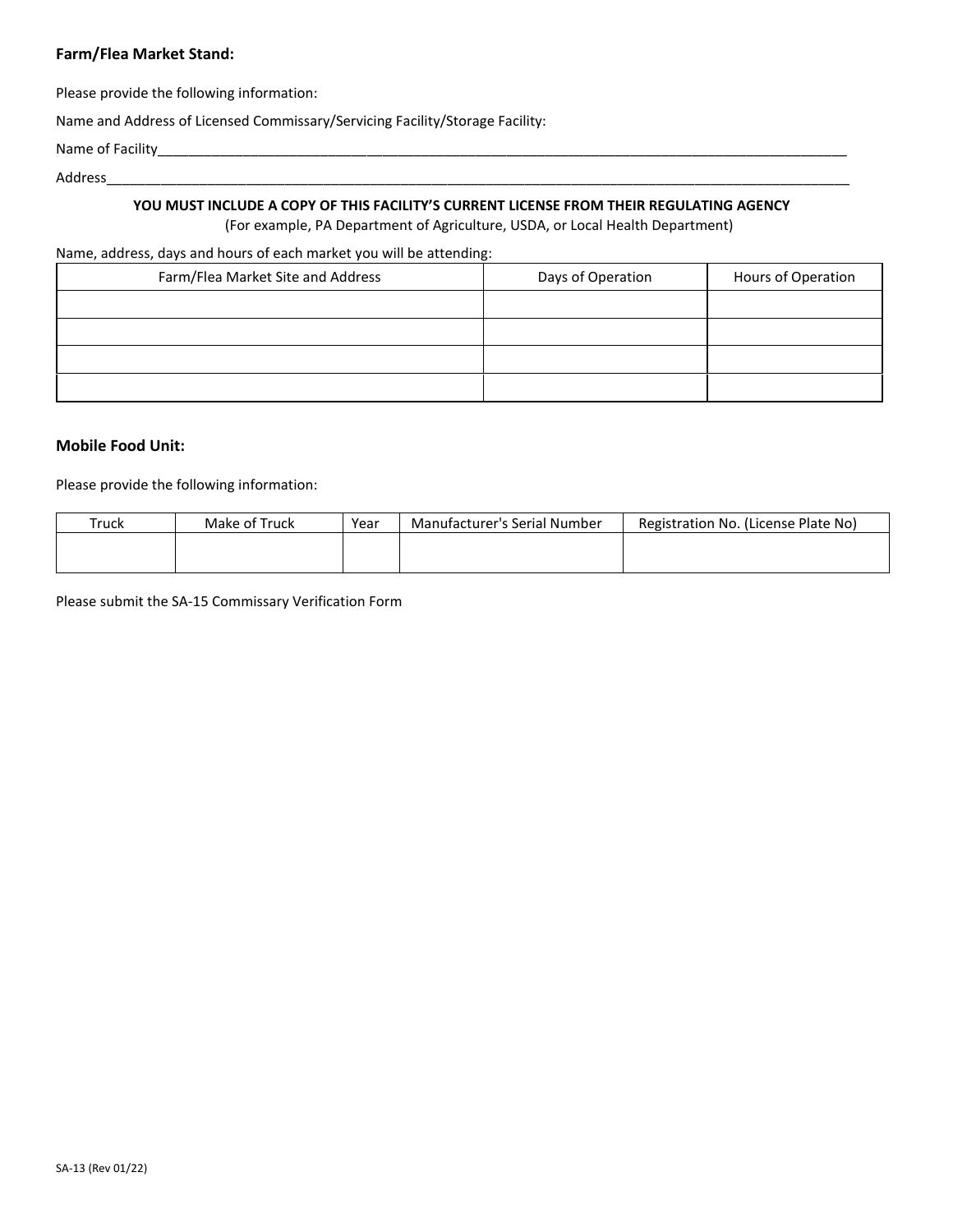**Farm/Flea Market Stand:**

Please provide the following information:

Name and Address of Licensed Commissary/Servicing Facility/Storage Facility:

Name of Facility_______________________________________________________________________________________

Address_______________________________________________________________________________________________

**YOU MUST INCLUDE A COPY OF THIS FACILITY'S CURRENT LICENSE FROM THEIR REGULATING AGENCY**

(For example, PA Department of Agriculture, USDA, or Local Health Department)

Name, address, days and hours of each market you will be attending:

| Farm/Flea Market Site and Address | Days of Operation | Hours of Operation |
|---|---|---|
| | | |
| | | |
| | | |
| | | |

**Mobile Food Unit:**

Please provide the following information:

| Truck | Make of Truck | Year | Manufacturer's Serial Number | Registration No. (License Plate No) |
|---|---|---|---|---|
| | | | | |

Please submit the SA-15 Commissary Verification Form

SA-13 (Rev 01/22)